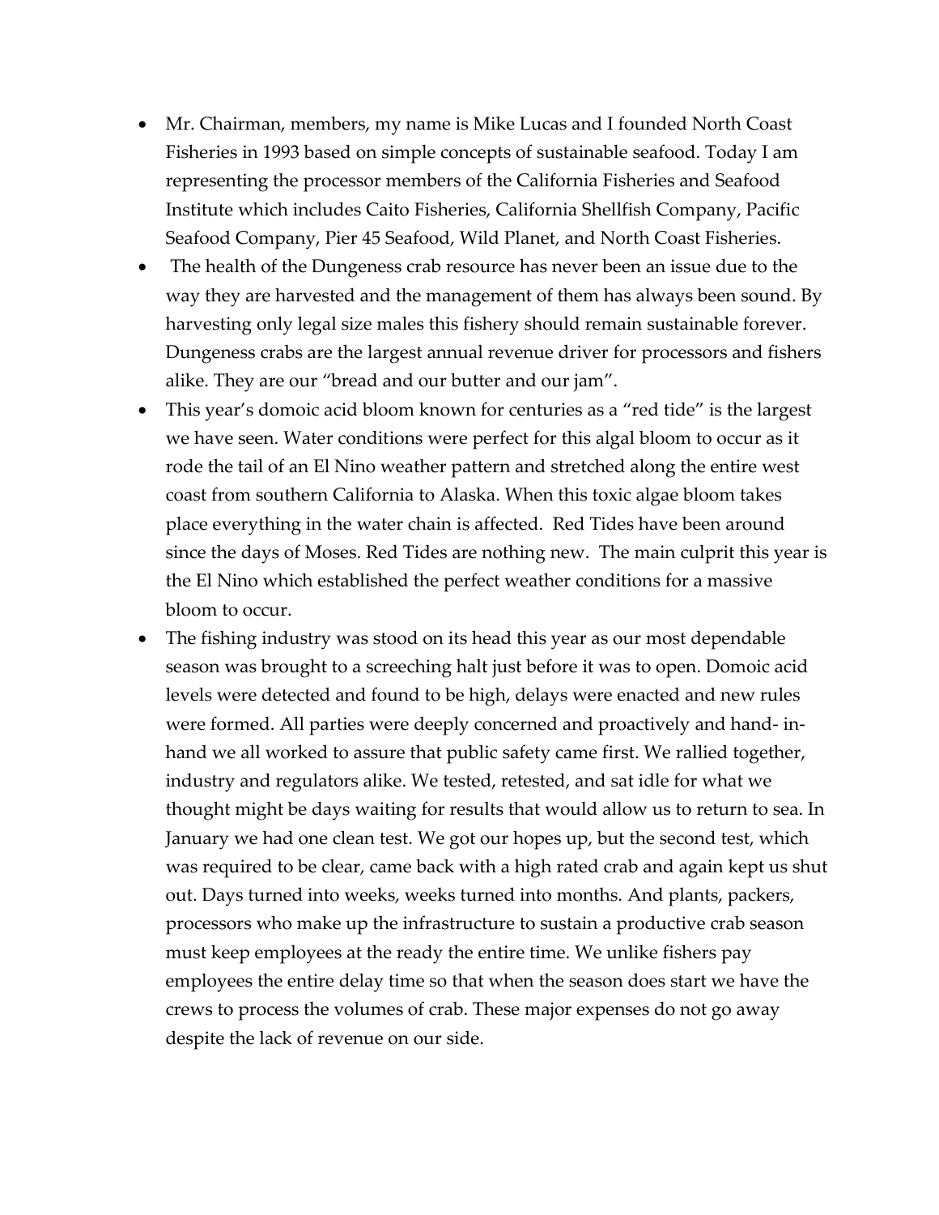- Mr. Chairman, members, my name is Mike Lucas and I founded North Coast Fisheries in 1993 based on simple concepts of sustainable seafood. Today I am representing the processor members of the California Fisheries and Seafood Institute which includes Caito Fisheries, California Shellfish Company, Pacific Seafood Company, Pier 45 Seafood, Wild Planet, and North Coast Fisheries.
- The health of the Dungeness crab resource has never been an issue due to the way they are harvested and the management of them has always been sound. By harvesting only legal size males this fishery should remain sustainable forever. Dungeness crabs are the largest annual revenue driver for processors and fishers alike. They are our "bread and our butter and our jam".
- This year's domoic acid bloom known for centuries as a "red tide" is the largest we have seen. Water conditions were perfect for this algal bloom to occur as it rode the tail of an El Nino weather pattern and stretched along the entire west coast from southern California to Alaska. When this toxic algae bloom takes place everything in the water chain is affected. Red Tides have been around since the days of Moses. Red Tides are nothing new. The main culprit this year is the El Nino which established the perfect weather conditions for a massive bloom to occur.
- The fishing industry was stood on its head this year as our most dependable season was brought to a screeching halt just before it was to open. Domoic acid levels were detected and found to be high, delays were enacted and new rules were formed. All parties were deeply concerned and proactively and hand- in-hand we all worked to assure that public safety came first. We rallied together, industry and regulators alike. We tested, retested, and sat idle for what we thought might be days waiting for results that would allow us to return to sea. In January we had one clean test. We got our hopes up, but the second test, which was required to be clear, came back with a high rated crab and again kept us shut out. Days turned into weeks, weeks turned into months. And plants, packers, processors who make up the infrastructure to sustain a productive crab season must keep employees at the ready the entire time. We unlike fishers pay employees the entire delay time so that when the season does start we have the crews to process the volumes of crab. These major expenses do not go away despite the lack of revenue on our side.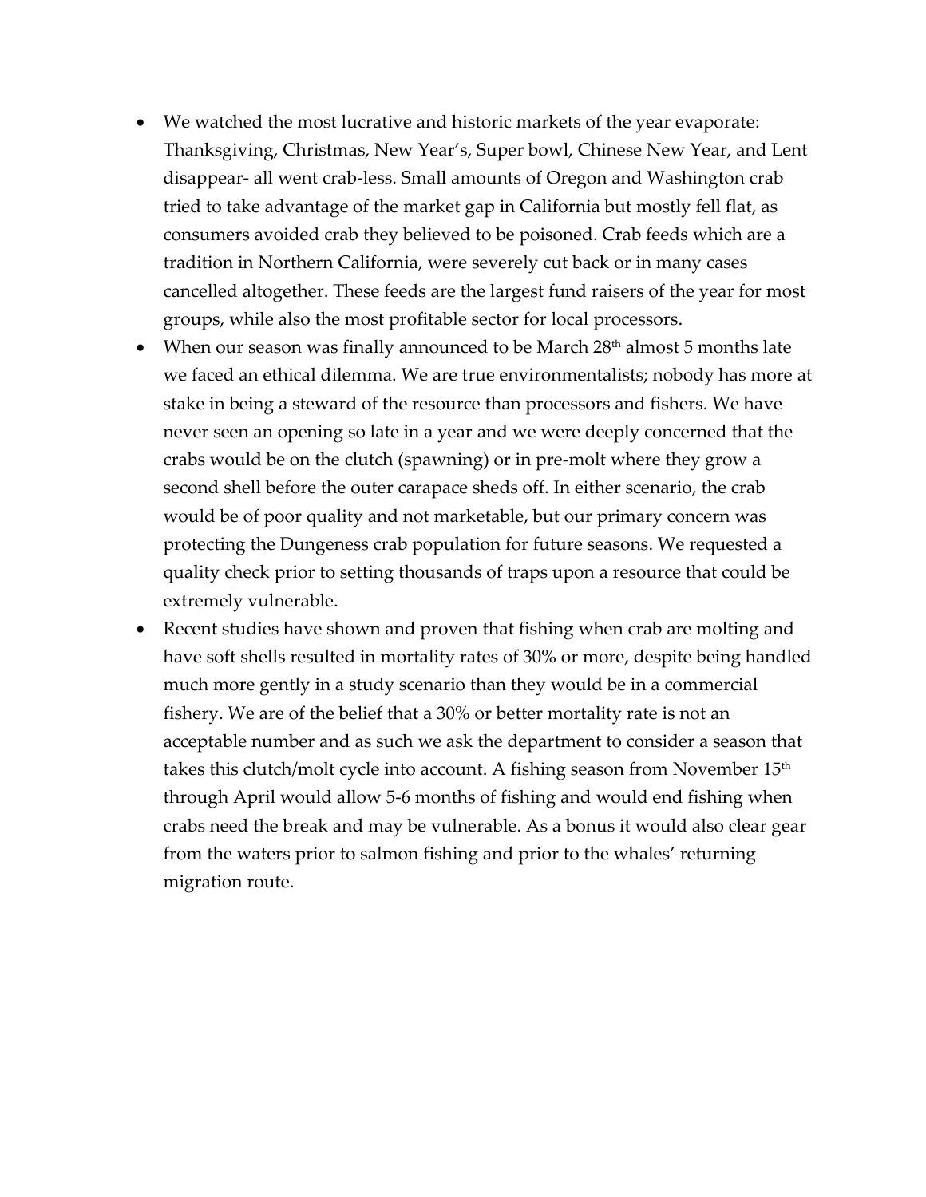- We watched the most lucrative and historic markets of the year evaporate: Thanksgiving, Christmas, New Year's, Super bowl, Chinese New Year, and Lent disappear- all went crab-less. Small amounts of Oregon and Washington crab tried to take advantage of the market gap in California but mostly fell flat, as consumers avoided crab they believed to be poisoned. Crab feeds which are a tradition in Northern California, were severely cut back or in many cases cancelled altogether. These feeds are the largest fund raisers of the year for most groups, while also the most profitable sector for local processors.
- When our season was finally announced to be March 28th almost 5 months late we faced an ethical dilemma. We are true environmentalists; nobody has more at stake in being a steward of the resource than processors and fishers. We have never seen an opening so late in a year and we were deeply concerned that the crabs would be on the clutch (spawning) or in pre-molt where they grow a second shell before the outer carapace sheds off. In either scenario, the crab would be of poor quality and not marketable, but our primary concern was protecting the Dungeness crab population for future seasons. We requested a quality check prior to setting thousands of traps upon a resource that could be extremely vulnerable.
- Recent studies have shown and proven that fishing when crab are molting and have soft shells resulted in mortality rates of 30% or more, despite being handled much more gently in a study scenario than they would be in a commercial fishery. We are of the belief that a 30% or better mortality rate is not an acceptable number and as such we ask the department to consider a season that takes this clutch/molt cycle into account. A fishing season from November 15th through April would allow 5-6 months of fishing and would end fishing when crabs need the break and may be vulnerable. As a bonus it would also clear gear from the waters prior to salmon fishing and prior to the whales' returning migration route.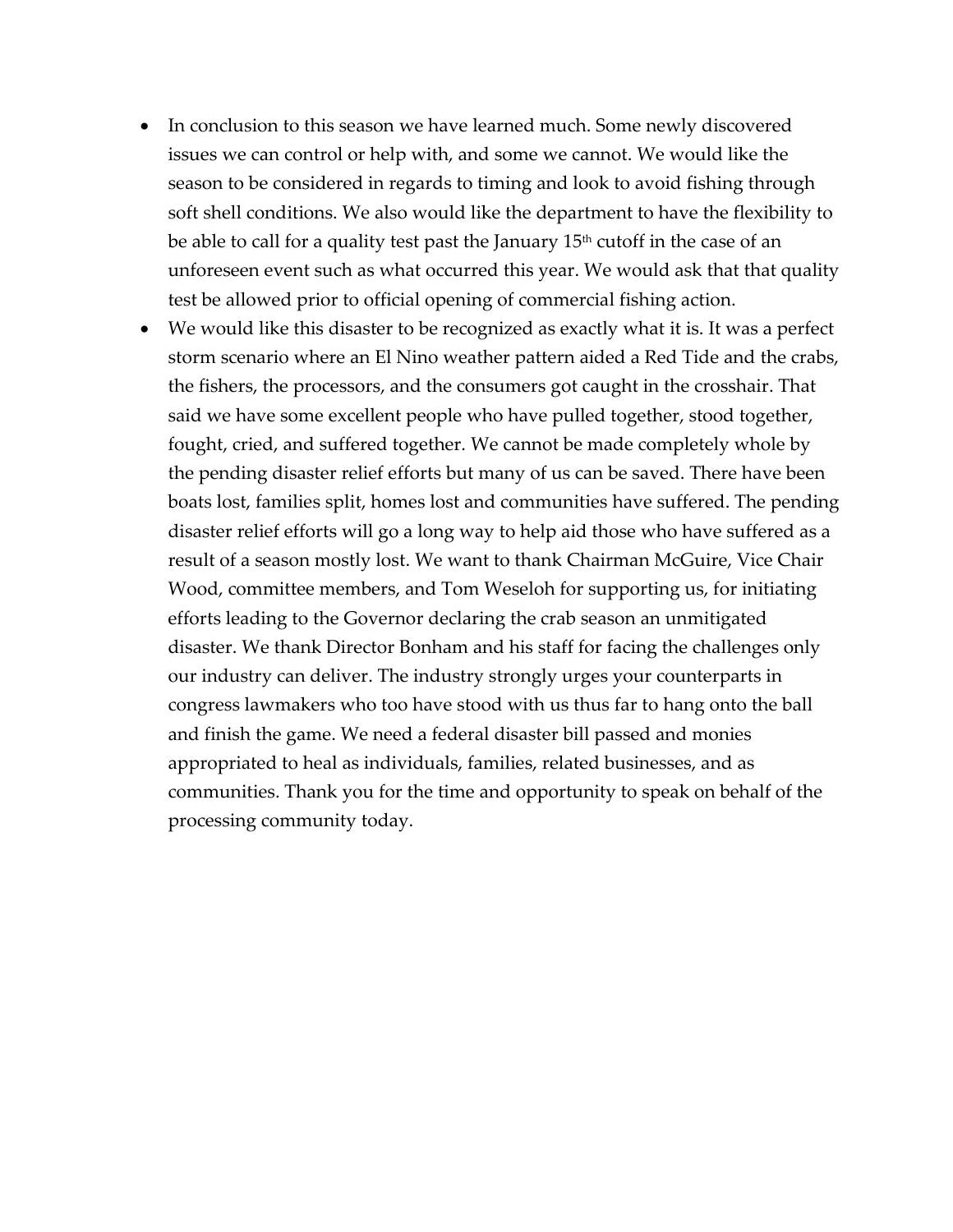- In conclusion to this season we have learned much. Some newly discovered issues we can control or help with, and some we cannot. We would like the season to be considered in regards to timing and look to avoid fishing through soft shell conditions. We also would like the department to have the flexibility to be able to call for a quality test past the January 15th cutoff in the case of an unforeseen event such as what occurred this year. We would ask that that quality test be allowed prior to official opening of commercial fishing action.
- We would like this disaster to be recognized as exactly what it is. It was a perfect storm scenario where an El Nino weather pattern aided a Red Tide and the crabs, the fishers, the processors, and the consumers got caught in the crosshair. That said we have some excellent people who have pulled together, stood together, fought, cried, and suffered together. We cannot be made completely whole by the pending disaster relief efforts but many of us can be saved. There have been boats lost, families split, homes lost and communities have suffered. The pending disaster relief efforts will go a long way to help aid those who have suffered as a result of a season mostly lost. We want to thank Chairman McGuire, Vice Chair Wood, committee members, and Tom Weseloh for supporting us, for initiating efforts leading to the Governor declaring the crab season an unmitigated disaster. We thank Director Bonham and his staff for facing the challenges only our industry can deliver. The industry strongly urges your counterparts in congress lawmakers who too have stood with us thus far to hang onto the ball and finish the game. We need a federal disaster bill passed and monies appropriated to heal as individuals, families, related businesses, and as communities. Thank you for the time and opportunity to speak on behalf of the processing community today.